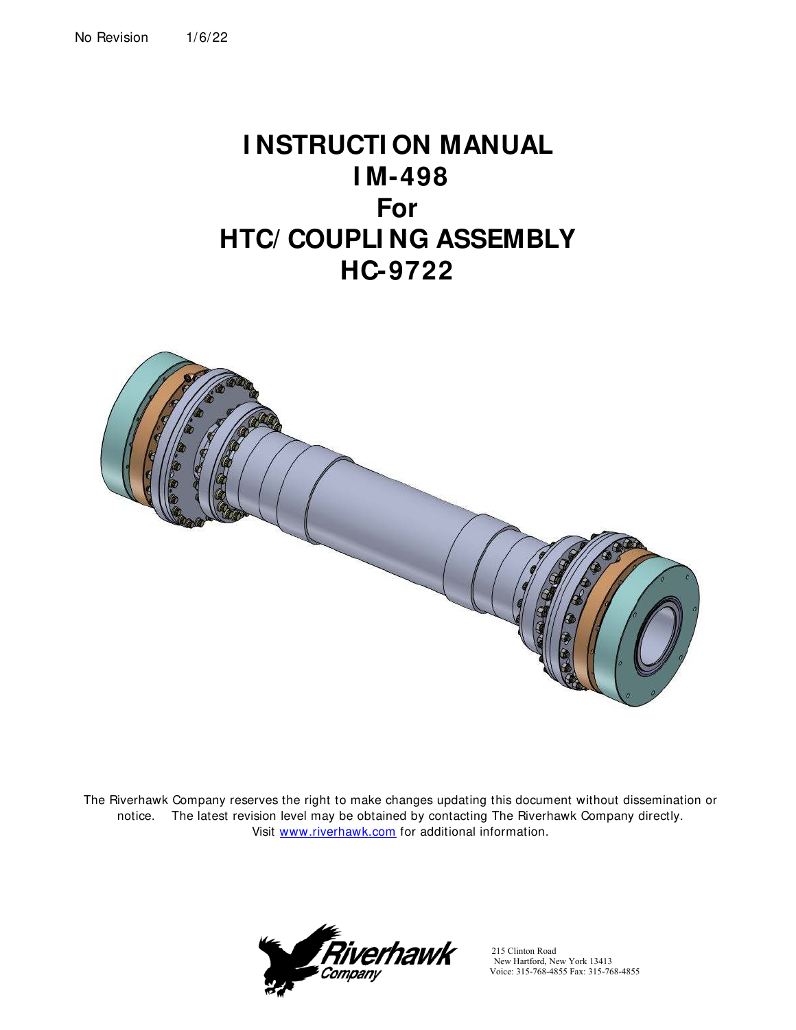No Revision 1/6/22

# INSTRUCTION MANUAL
# IM-498
# For
# HTC/COUPLING ASSEMBLY
# HC-9722

The Riverhawk Company reserves the right to make changes updating this document without dissemination or notice. The latest revision level may be obtained by contacting The Riverhawk Company directly. Visit [www.riverhawk.com](http://www.riverhawk.com) for additional information.

Riverhawk Company

215 Clinton Road
New Hartford, New York 13413
Voice: 315-768-4855 Fax: 315-768-4855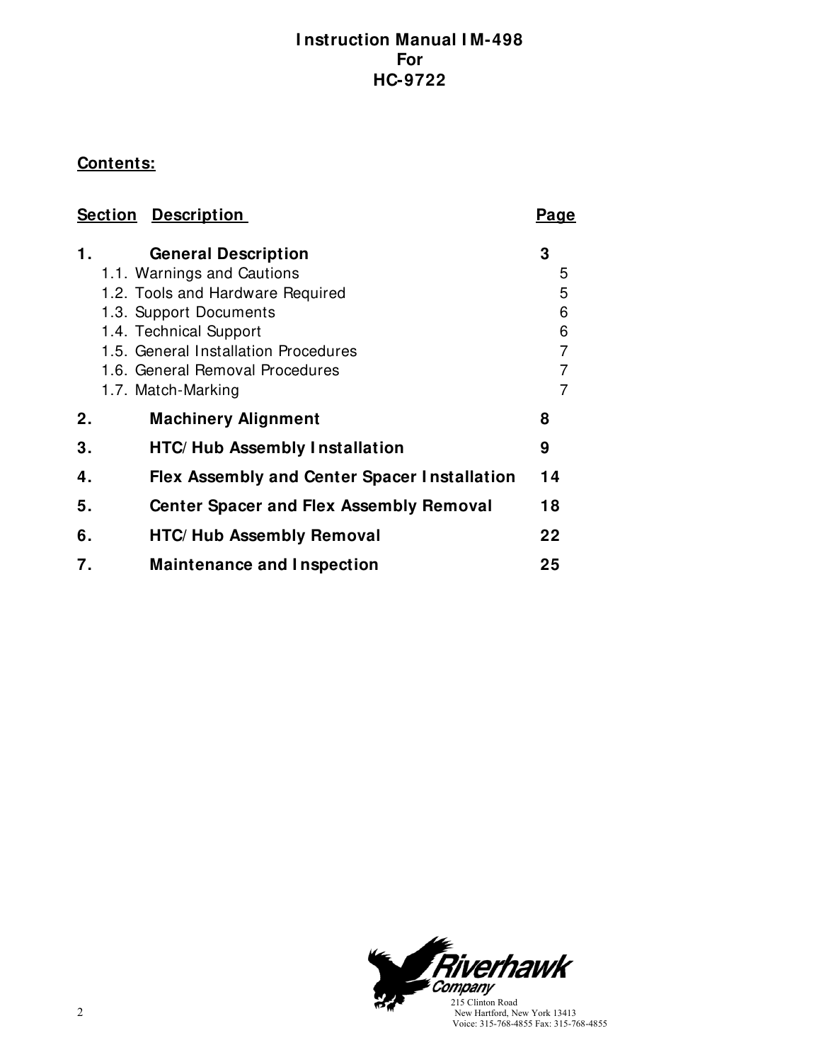# Instruction Manual IM-498
# For
# HC-9722

**Contents:**

| Section | Description | Page |
|---|---|---|
| **1.** | **General Description** | **3** |
| 1.1. | Warnings and Cautions | 5 |
| 1.2. | Tools and Hardware Required | 5 |
| 1.3. | Support Documents | 6 |
| 1.4. | Technical Support | 6 |
| 1.5. | General Installation Procedures | 7 |
| 1.6. | General Removal Procedures | 7 |
| 1.7. | Match-Marking | 7 |
| **2.** | **Machinery Alignment** | **8** |
| **3.** | **HTC/Hub Assembly Installation** | **9** |
| **4.** | **Flex Assembly and Center Spacer Installation** | **14** |
| **5.** | **Center Spacer and Flex Assembly Removal** | **18** |
| **6.** | **HTC/Hub Assembly Removal** | **22** |
| **7.** | **Maintenance and Inspection** | **25** |

Riverhawk Company
215 Clinton Road
New Hartford, New York 13413
Voice: 315-768-4855 Fax: 315-768-4855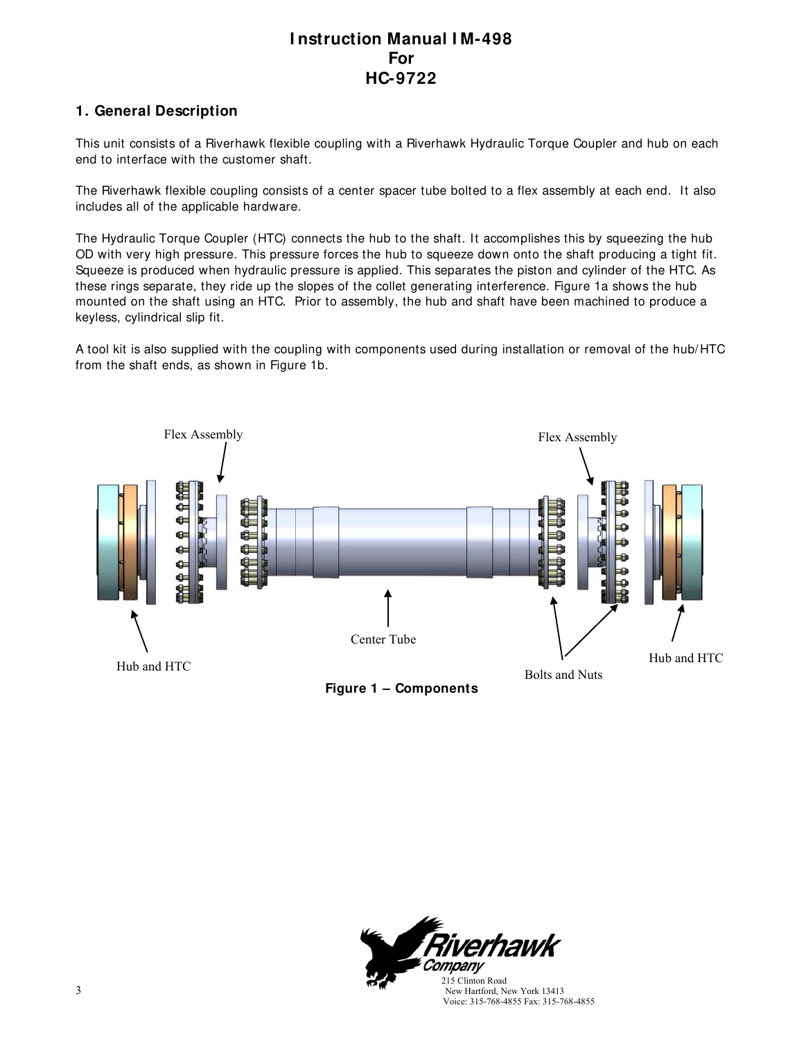# Instruction Manual IM-498
# For
# HC-9722

## 1. General Description

This unit consists of a Riverhawk flexible coupling with a Riverhawk Hydraulic Torque Coupler and hub on each end to interface with the customer shaft.

The Riverhawk flexible coupling consists of a center spacer tube bolted to a flex assembly at each end. It also includes all of the applicable hardware.

The Hydraulic Torque Coupler (HTC) connects the hub to the shaft. It accomplishes this by squeezing the hub OD with very high pressure. This pressure forces the hub to squeeze down onto the shaft producing a tight fit. Squeeze is produced when hydraulic pressure is applied. This separates the piston and cylinder of the HTC. As these rings separate, they ride up the slopes of the collet generating interference. Figure 1a shows the hub mounted on the shaft using an HTC. Prior to assembly, the hub and shaft have been machined to produce a keyless, cylindrical slip fit.

A tool kit is also supplied with the coupling with components used during installation or removal of the hub/HTC from the shaft ends, as shown in Figure 1b.

Flex Assembly

Flex Assembly

Center Tube

Hub and HTC

Bolts and Nuts

Hub and HTC

**Figure 1 – Components**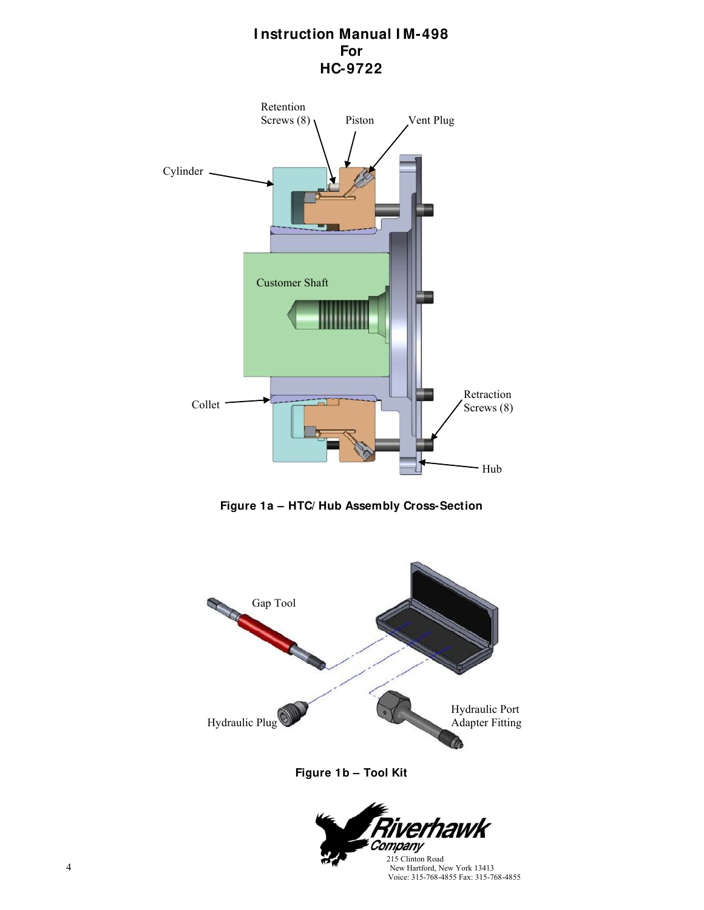# Instruction Manual IM-498
# For
# HC-9722

Retention Screws (8)

Piston

Vent Plug

Cylinder

Customer Shaft

Collet

Retraction Screws (8)

Hub

**Figure 1a – HTC/Hub Assembly Cross-Section**

Gap Tool

Hydraulic Plug

Hydraulic Port Adapter Fitting

**Figure 1b – Tool Kit**

Riverhawk Company
215 Clinton Road
New Hartford, New York 13413
Voice: 315-768-4855 Fax: 315-768-4855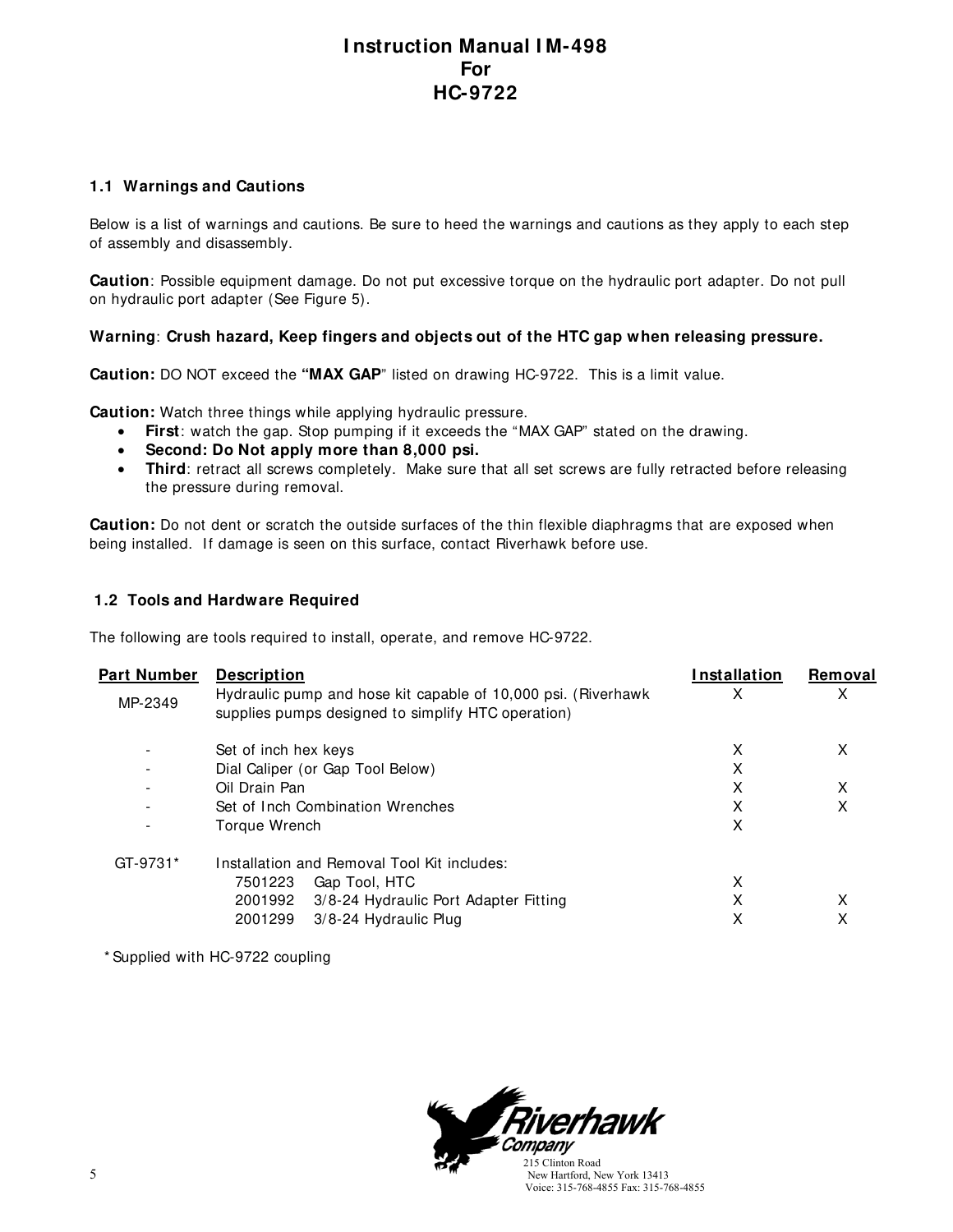# Instruction Manual IM-498
# For
# HC-9722

### 1.1 Warnings and Cautions

Below is a list of warnings and cautions. Be sure to heed the warnings and cautions as they apply to each step of assembly and disassembly.

**Caution**: Possible equipment damage. Do not put excessive torque on the hydraulic port adapter. Do not pull on hydraulic port adapter (See Figure 5).

**Warning**: **Crush hazard, Keep fingers and objects out of the HTC gap when releasing pressure.**

**Caution:** DO NOT exceed the **"MAX GAP"** listed on drawing HC-9722. This is a limit value.

**Caution:** Watch three things while applying hydraulic pressure.

- **First**: watch the gap. Stop pumping if it exceeds the "MAX GAP" stated on the drawing.
- **Second: Do Not apply more than 8,000 psi.**
- **Third**: retract all screws completely. Make sure that all set screws are fully retracted before releasing the pressure during removal.

**Caution:** Do not dent or scratch the outside surfaces of the thin flexible diaphragms that are exposed when being installed. If damage is seen on this surface, contact Riverhawk before use.

### 1.2 Tools and Hardware Required

The following are tools required to install, operate, and remove HC-9722.

| Part Number | Description | Installation | Removal |
|---|---|---|---|
| MP-2349 | Hydraulic pump and hose kit capable of 10,000 psi. (Riverhawk supplies pumps designed to simplify HTC operation) | X | X |
| - | Set of inch hex keys | X | X |
| - | Dial Caliper (or Gap Tool Below) | X | |
| - | Oil Drain Pan | X | X |
| - | Set of Inch Combination Wrenches | X | X |
| - | Torque Wrench | X | |
| GT-9731* | Installation and Removal Tool Kit includes: | | |
| | 7501223 Gap Tool, HTC | X | |
| | 2001992 3/8-24 Hydraulic Port Adapter Fitting | X | X |
| | 2001299 3/8-24 Hydraulic Plug | X | X |

* Supplied with HC-9722 coupling

Riverhawk Company
215 Clinton Road
New Hartford, New York 13413
Voice: 315-768-4855 Fax: 315-768-4855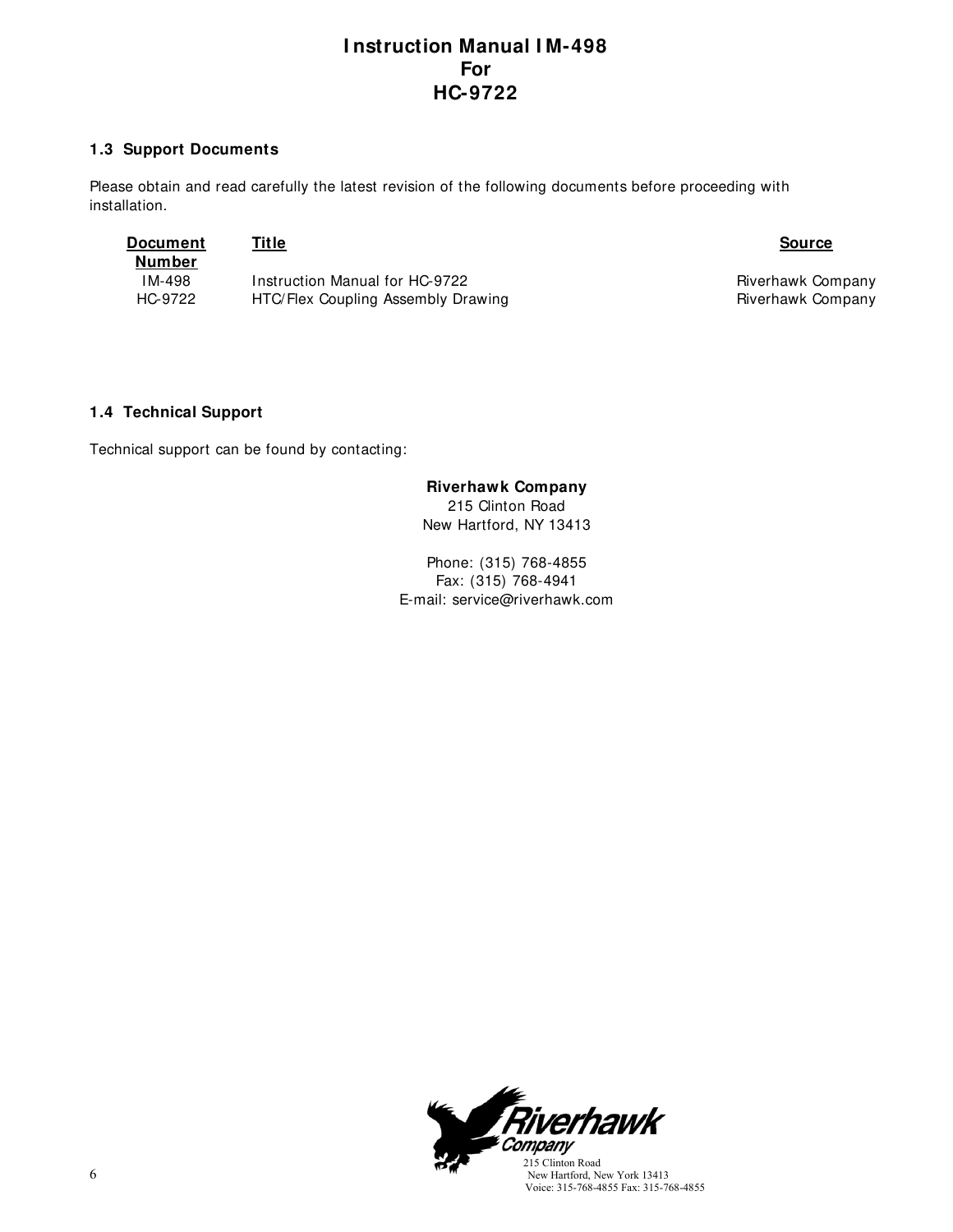# Instruction Manual IM-498
# For
# HC-9722

### 1.3 Support Documents

Please obtain and read carefully the latest revision of the following documents before proceeding with installation.

| Document Number | Title | Source |
|---|---|---|
| IM-498 | Instruction Manual for HC-9722 | Riverhawk Company |
| HC-9722 | HTC/Flex Coupling Assembly Drawing | Riverhawk Company |

### 1.4 Technical Support

Technical support can be found by contacting:

**Riverhawk Company**
215 Clinton Road
New Hartford, NY 13413

Phone: (315) 768-4855
Fax: (315) 768-4941
E-mail: service@riverhawk.com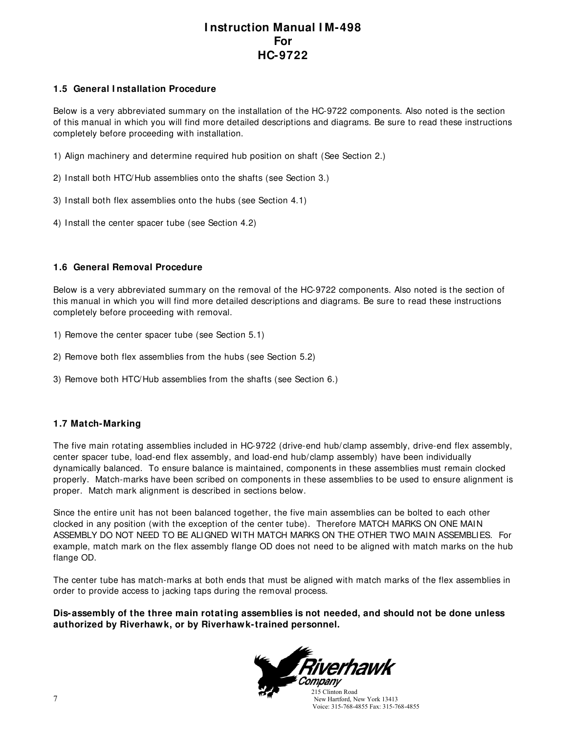## 1.5 General Installation Procedure

Below is a very abbreviated summary on the installation of the HC-9722 components. Also noted is the section of this manual in which you will find more detailed descriptions and diagrams. Be sure to read these instructions completely before proceeding with installation.

1) Align machinery and determine required hub position on shaft (See Section 2.)

2) Install both HTC/Hub assemblies onto the shafts (see Section 3.)

3) Install both flex assemblies onto the hubs (see Section 4.1)

4) Install the center spacer tube (see Section 4.2)

## 1.6 General Removal Procedure

Below is a very abbreviated summary on the removal of the HC-9722 components. Also noted is the section of this manual in which you will find more detailed descriptions and diagrams. Be sure to read these instructions completely before proceeding with removal.

1) Remove the center spacer tube (see Section 5.1)

2) Remove both flex assemblies from the hubs (see Section 5.2)

3) Remove both HTC/Hub assemblies from the shafts (see Section 6.)

## 1.7 Match-Marking

The five main rotating assemblies included in HC-9722 (drive-end hub/clamp assembly, drive-end flex assembly, center spacer tube, load-end flex assembly, and load-end hub/clamp assembly) have been individually dynamically balanced. To ensure balance is maintained, components in these assemblies must remain clocked properly. Match-marks have been scribed on components in these assemblies to be used to ensure alignment is proper. Match mark alignment is described in sections below.

Since the entire unit has not been balanced together, the five main assemblies can be bolted to each other clocked in any position (with the exception of the center tube). Therefore MATCH MARKS ON ONE MAIN ASSEMBLY DO NOT NEED TO BE ALIGNED WITH MATCH MARKS ON THE OTHER TWO MAIN ASSEMBLIES. For example, match mark on the flex assembly flange OD does not need to be aligned with match marks on the hub flange OD.

The center tube has match-marks at both ends that must be aligned with match marks of the flex assemblies in order to provide access to jacking taps during the removal process.

**Dis-assembly of the three main rotating assemblies is not needed, and should not be done unless authorized by Riverhawk, or by Riverhawk-trained personnel.**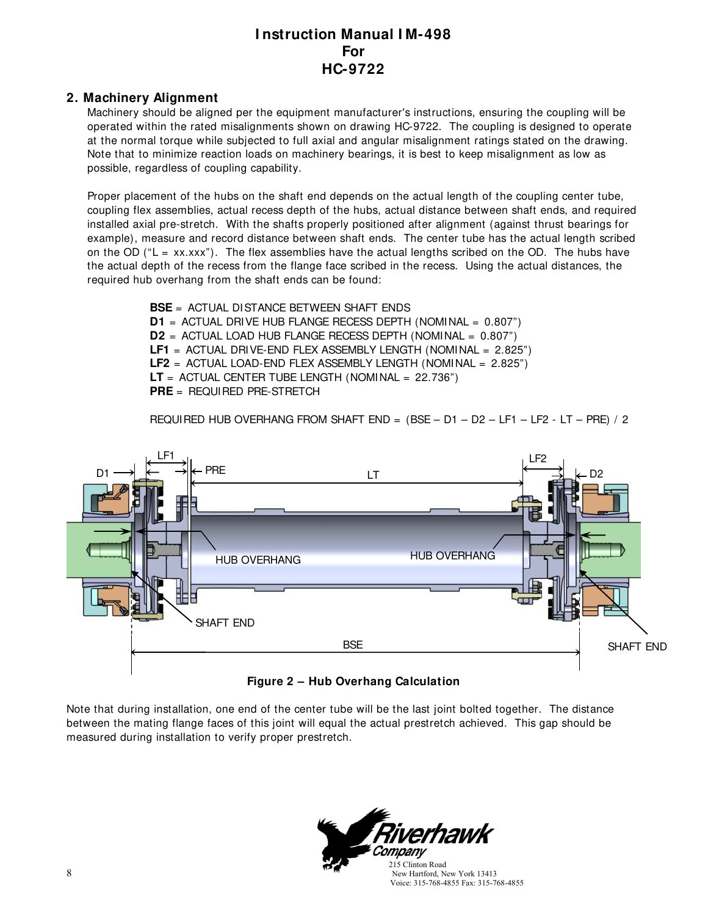## 2. Machinery Alignment

Machinery should be aligned per the equipment manufacturer's instructions, ensuring the coupling will be operated within the rated misalignments shown on drawing HC-9722. The coupling is designed to operate at the normal torque while subjected to full axial and angular misalignment ratings stated on the drawing. Note that to minimize reaction loads on machinery bearings, it is best to keep misalignment as low as possible, regardless of coupling capability.

Proper placement of the hubs on the shaft end depends on the actual length of the coupling center tube, coupling flex assemblies, actual recess depth of the hubs, actual distance between shaft ends, and required installed axial pre-stretch. With the shafts properly positioned after alignment (against thrust bearings for example), measure and record distance between shaft ends. The center tube has the actual length scribed on the OD ("L = xx.xxx"). The flex assemblies have the actual lengths scribed on the OD. The hubs have the actual depth of the recess from the flange face scribed in the recess. Using the actual distances, the required hub overhang from the shaft ends can be found:

**BSE** = ACTUAL DISTANCE BETWEEN SHAFT ENDS
**D1** = ACTUAL DRIVE HUB FLANGE RECESS DEPTH (NOMINAL = 0.807")
**D2** = ACTUAL LOAD HUB FLANGE RECESS DEPTH (NOMINAL = 0.807")
**LF1** = ACTUAL DRIVE-END FLEX ASSEMBLY LENGTH (NOMINAL = 2.825")
**LF2** = ACTUAL LOAD-END FLEX ASSEMBLY LENGTH (NOMINAL = 2.825")
**LT** = ACTUAL CENTER TUBE LENGTH (NOMINAL = 22.736")
**PRE** = REQUIRED PRE-STRETCH

REQUIRED HUB OVERHANG FROM SHAFT END = (BSE – D1 – D2 – LF1 – LF2 - LT – PRE) / 2

**Figure 2 – Hub Overhang Calculation**

Note that during installation, one end of the center tube will be the last joint bolted together. The distance between the mating flange faces of this joint will equal the actual prestretch achieved. This gap should be measured during installation to verify proper prestretch.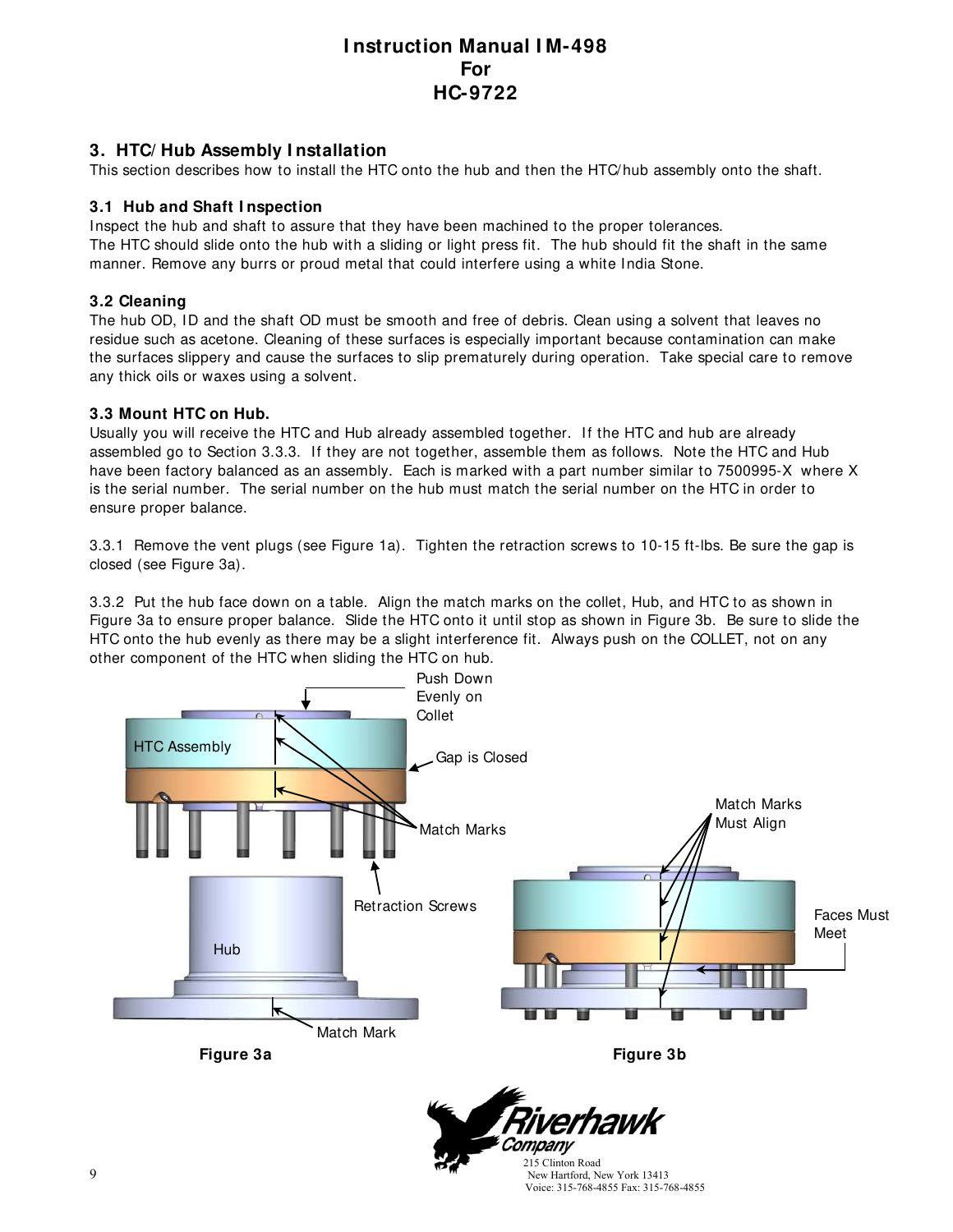# Instruction Manual IM-498
# For
# HC-9722

## 3. HTC/Hub Assembly Installation

This section describes how to install the HTC onto the hub and then the HTC/hub assembly onto the shaft.

### 3.1 Hub and Shaft Inspection

Inspect the hub and shaft to assure that they have been machined to the proper tolerances.
The HTC should slide onto the hub with a sliding or light press fit. The hub should fit the shaft in the same manner. Remove any burrs or proud metal that could interfere using a white India Stone.

### 3.2 Cleaning

The hub OD, ID and the shaft OD must be smooth and free of debris. Clean using a solvent that leaves no residue such as acetone. Cleaning of these surfaces is especially important because contamination can make the surfaces slippery and cause the surfaces to slip prematurely during operation. Take special care to remove any thick oils or waxes using a solvent.

### 3.3 Mount HTC on Hub.

Usually you will receive the HTC and Hub already assembled together. If the HTC and hub are already assembled go to Section 3.3.3. If they are not together, assemble them as follows. Note the HTC and Hub have been factory balanced as an assembly. Each is marked with a part number similar to 7500995-X where X is the serial number. The serial number on the hub must match the serial number on the HTC in order to ensure proper balance.

3.3.1 Remove the vent plugs (see Figure 1a). Tighten the retraction screws to 10-15 ft-lbs. Be sure the gap is closed (see Figure 3a).

3.3.2 Put the hub face down on a table. Align the match marks on the collet, Hub, and HTC to as shown in Figure 3a to ensure proper balance. Slide the HTC onto it until stop as shown in Figure 3b. Be sure to slide the HTC onto the hub evenly as there may be a slight interference fit. Always push on the COLLET, not on any other component of the HTC when sliding the HTC on hub.

Push Down Evenly on Collet — HTC Assembly — Gap is Closed — Match Marks — Retraction Screws — Hub — Match Mark

**Figure 3a**

Match Marks Must Align — Faces Must Meet

**Figure 3b**

Riverhawk Company
215 Clinton Road
New Hartford, New York 13413
Voice: 315-768-4855 Fax: 315-768-4855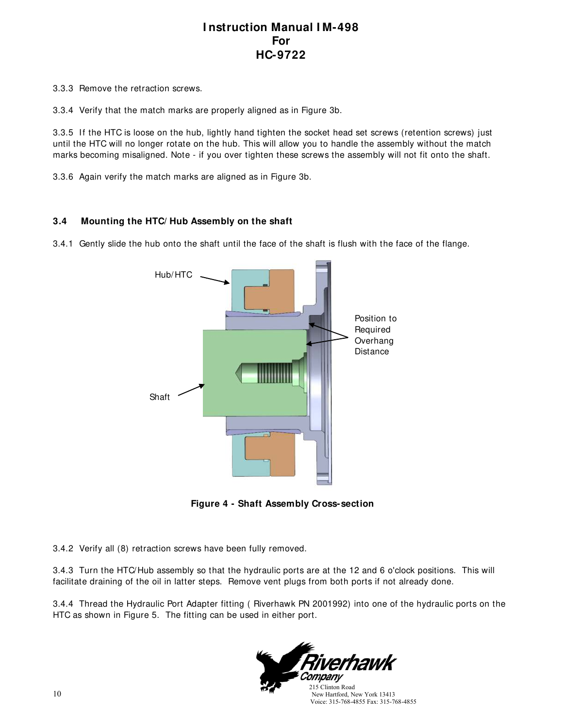3.3.3 Remove the retraction screws.

3.3.4 Verify that the match marks are properly aligned as in Figure 3b.

3.3.5 If the HTC is loose on the hub, lightly hand tighten the socket head set screws (retention screws) just until the HTC will no longer rotate on the hub. This will allow you to handle the assembly without the match marks becoming misaligned. Note - if you over tighten these screws the assembly will not fit onto the shaft.

3.3.6 Again verify the match marks are aligned as in Figure 3b.

### 3.4 Mounting the HTC/Hub Assembly on the shaft

3.4.1 Gently slide the hub onto the shaft until the face of the shaft is flush with the face of the flange.

**Figure 4 - Shaft Assembly Cross-section**

3.4.2 Verify all (8) retraction screws have been fully removed.

3.4.3 Turn the HTC/Hub assembly so that the hydraulic ports are at the 12 and 6 o'clock positions. This will facilitate draining of the oil in latter steps. Remove vent plugs from both ports if not already done.

3.4.4 Thread the Hydraulic Port Adapter fitting ( Riverhawk PN 2001992) into one of the hydraulic ports on the HTC as shown in Figure 5. The fitting can be used in either port.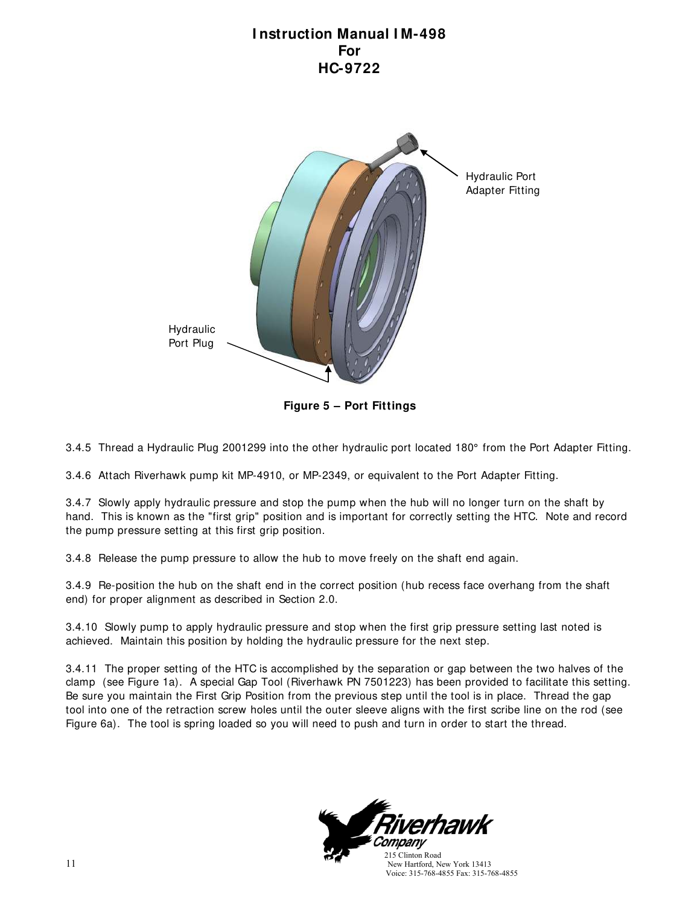Hydraulic Port Adapter Fitting

Hydraulic Port Plug

**Figure 5 – Port Fittings**

3.4.5 Thread a Hydraulic Plug 2001299 into the other hydraulic port located 180° from the Port Adapter Fitting.

3.4.6 Attach Riverhawk pump kit MP-4910, or MP-2349, or equivalent to the Port Adapter Fitting.

3.4.7 Slowly apply hydraulic pressure and stop the pump when the hub will no longer turn on the shaft by hand. This is known as the "first grip" position and is important for correctly setting the HTC. Note and record the pump pressure setting at this first grip position.

3.4.8 Release the pump pressure to allow the hub to move freely on the shaft end again.

3.4.9 Re-position the hub on the shaft end in the correct position (hub recess face overhang from the shaft end) for proper alignment as described in Section 2.0.

3.4.10 Slowly pump to apply hydraulic pressure and stop when the first grip pressure setting last noted is achieved. Maintain this position by holding the hydraulic pressure for the next step.

3.4.11 The proper setting of the HTC is accomplished by the separation or gap between the two halves of the clamp (see Figure 1a). A special Gap Tool (Riverhawk PN 7501223) has been provided to facilitate this setting. Be sure you maintain the First Grip Position from the previous step until the tool is in place. Thread the gap tool into one of the retraction screw holes until the outer sleeve aligns with the first scribe line on the rod (see Figure 6a). The tool is spring loaded so you will need to push and turn in order to start the thread.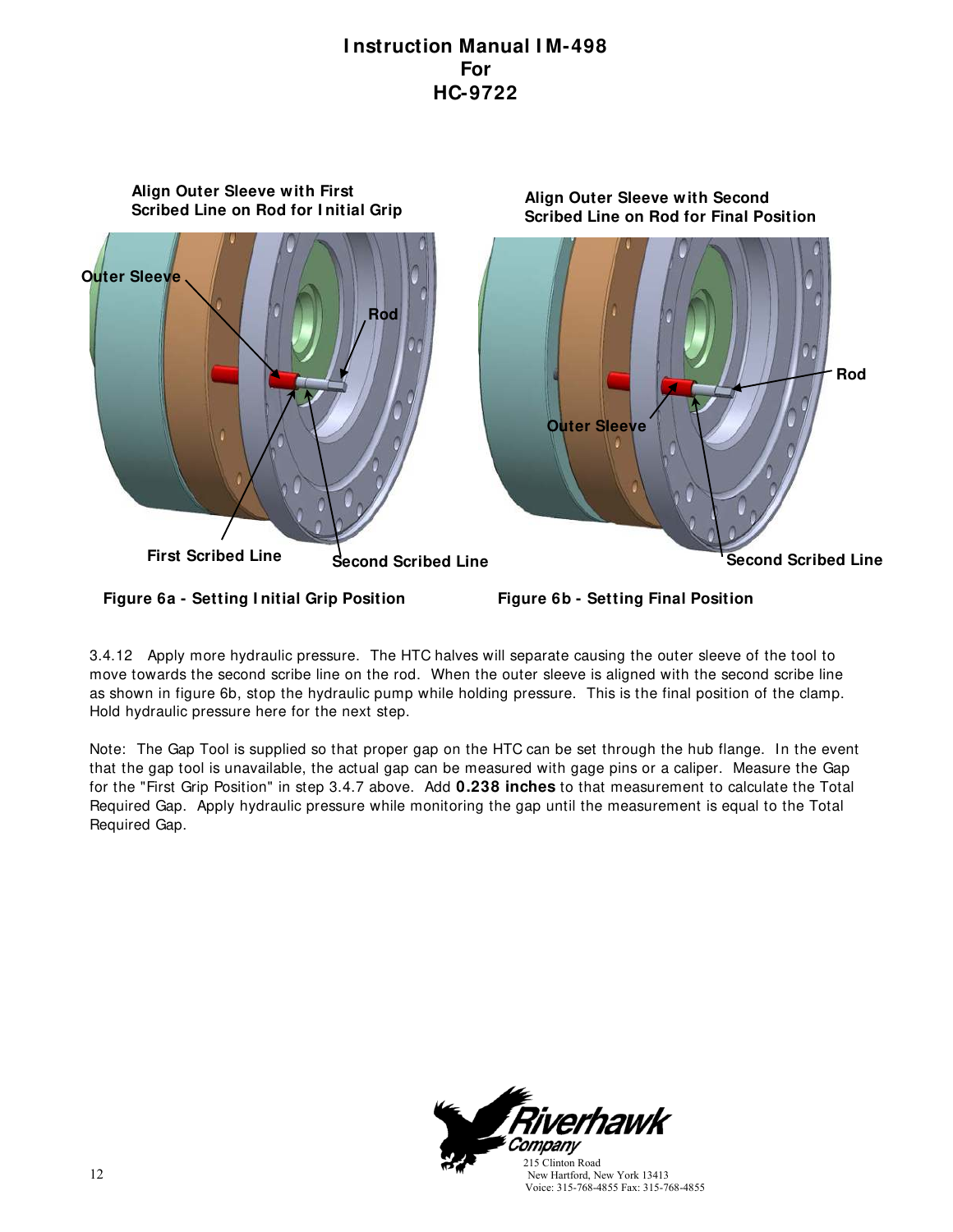Align Outer Sleeve with First Scribed Line on Rod for Initial Grip

Align Outer Sleeve with Second Scribed Line on Rod for Final Position

Outer Sleeve

Rod

First Scribed Line

Second Scribed Line

Rod

Outer Sleeve

Second Scribed Line

**Figure 6a - Setting Initial Grip Position**

**Figure 6b - Setting Final Position**

3.4.12 Apply more hydraulic pressure. The HTC halves will separate causing the outer sleeve of the tool to move towards the second scribe line on the rod. When the outer sleeve is aligned with the second scribe line as shown in figure 6b, stop the hydraulic pump while holding pressure. This is the final position of the clamp. Hold hydraulic pressure here for the next step.

Note: The Gap Tool is supplied so that proper gap on the HTC can be set through the hub flange. In the event that the gap tool is unavailable, the actual gap can be measured with gage pins or a caliper. Measure the Gap for the "First Grip Position" in step 3.4.7 above. Add **0.238 inches** to that measurement to calculate the Total Required Gap. Apply hydraulic pressure while monitoring the gap until the measurement is equal to the Total Required Gap.

Riverhawk Company
215 Clinton Road
New Hartford, New York 13413
Voice: 315-768-4855 Fax: 315-768-4855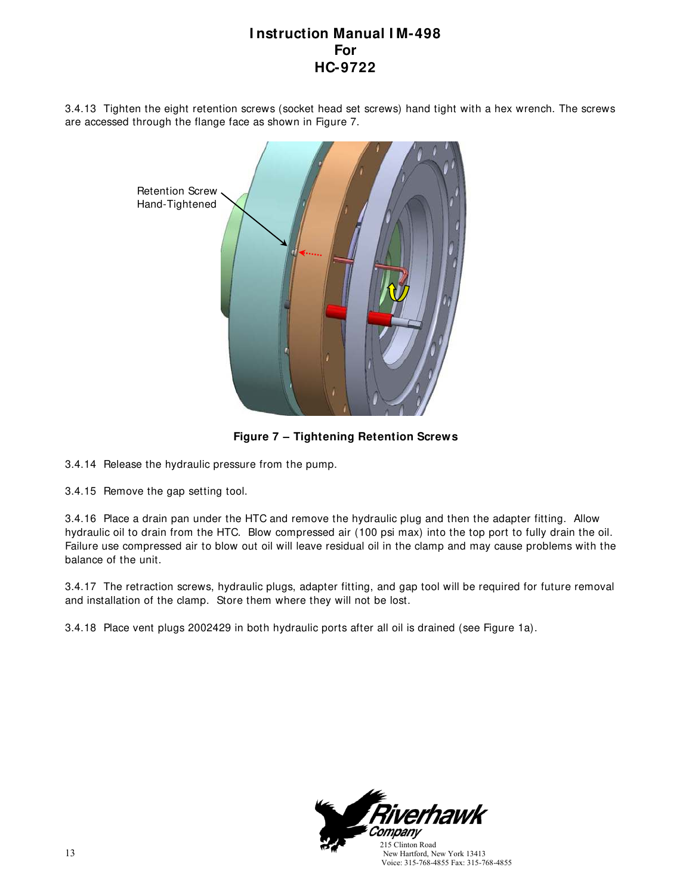3.4.13 Tighten the eight retention screws (socket head set screws) hand tight with a hex wrench. The screws are accessed through the flange face as shown in Figure 7.

**Figure 7 – Tightening Retention Screws**

3.4.14 Release the hydraulic pressure from the pump.

3.4.15 Remove the gap setting tool.

3.4.16 Place a drain pan under the HTC and remove the hydraulic plug and then the adapter fitting. Allow hydraulic oil to drain from the HTC. Blow compressed air (100 psi max) into the top port to fully drain the oil. Failure use compressed air to blow out oil will leave residual oil in the clamp and may cause problems with the balance of the unit.

3.4.17 The retraction screws, hydraulic plugs, adapter fitting, and gap tool will be required for future removal and installation of the clamp. Store them where they will not be lost.

3.4.18 Place vent plugs 2002429 in both hydraulic ports after all oil is drained (see Figure 1a).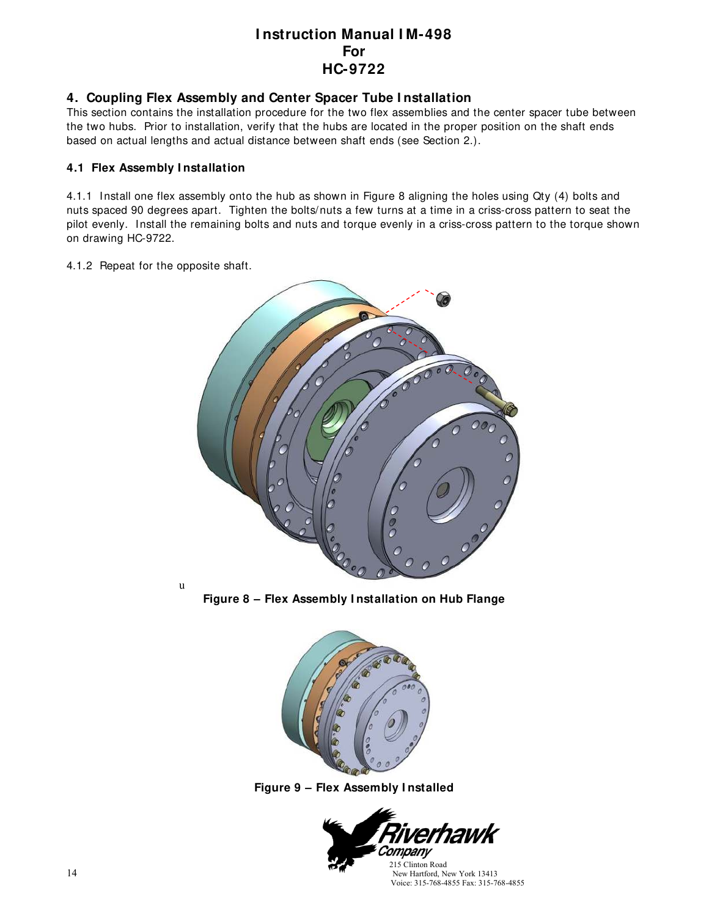# Instruction Manual IM-498
# For
# HC-9722

## 4. Coupling Flex Assembly and Center Spacer Tube Installation

This section contains the installation procedure for the two flex assemblies and the center spacer tube between the two hubs. Prior to installation, verify that the hubs are located in the proper position on the shaft ends based on actual lengths and actual distance between shaft ends (see Section 2.).

### 4.1 Flex Assembly Installation

4.1.1 Install one flex assembly onto the hub as shown in Figure 8 aligning the holes using Qty (4) bolts and nuts spaced 90 degrees apart. Tighten the bolts/nuts a few turns at a time in a criss-cross pattern to seat the pilot evenly. Install the remaining bolts and nuts and torque evenly in a criss-cross pattern to the torque shown on drawing HC-9722.

4.1.2 Repeat for the opposite shaft.

u

**Figure 8 – Flex Assembly Installation on Hub Flange**

**Figure 9 – Flex Assembly Installed**

Riverhawk Company
215 Clinton Road
New Hartford, New York 13413
Voice: 315-768-4855 Fax: 315-768-4855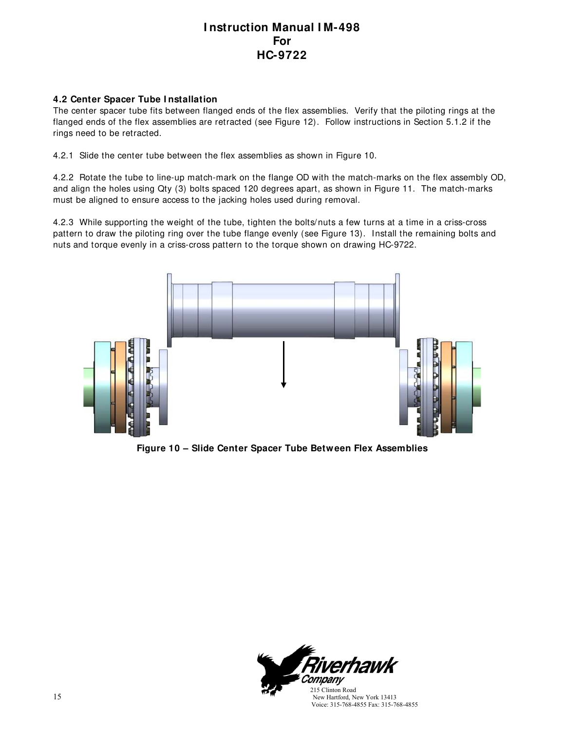#### 4.2 Center Spacer Tube Installation

The center spacer tube fits between flanged ends of the flex assemblies. Verify that the piloting rings at the flanged ends of the flex assemblies are retracted (see Figure 12). Follow instructions in Section 5.1.2 if the rings need to be retracted.

4.2.1 Slide the center tube between the flex assemblies as shown in Figure 10.

4.2.2 Rotate the tube to line-up match-mark on the flange OD with the match-marks on the flex assembly OD, and align the holes using Qty (3) bolts spaced 120 degrees apart, as shown in Figure 11. The match-marks must be aligned to ensure access to the jacking holes used during removal.

4.2.3 While supporting the weight of the tube, tighten the bolts/nuts a few turns at a time in a criss-cross pattern to draw the piloting ring over the tube flange evenly (see Figure 13). Install the remaining bolts and nuts and torque evenly in a criss-cross pattern to the torque shown on drawing HC-9722.

**Figure 10 – Slide Center Spacer Tube Between Flex Assemblies**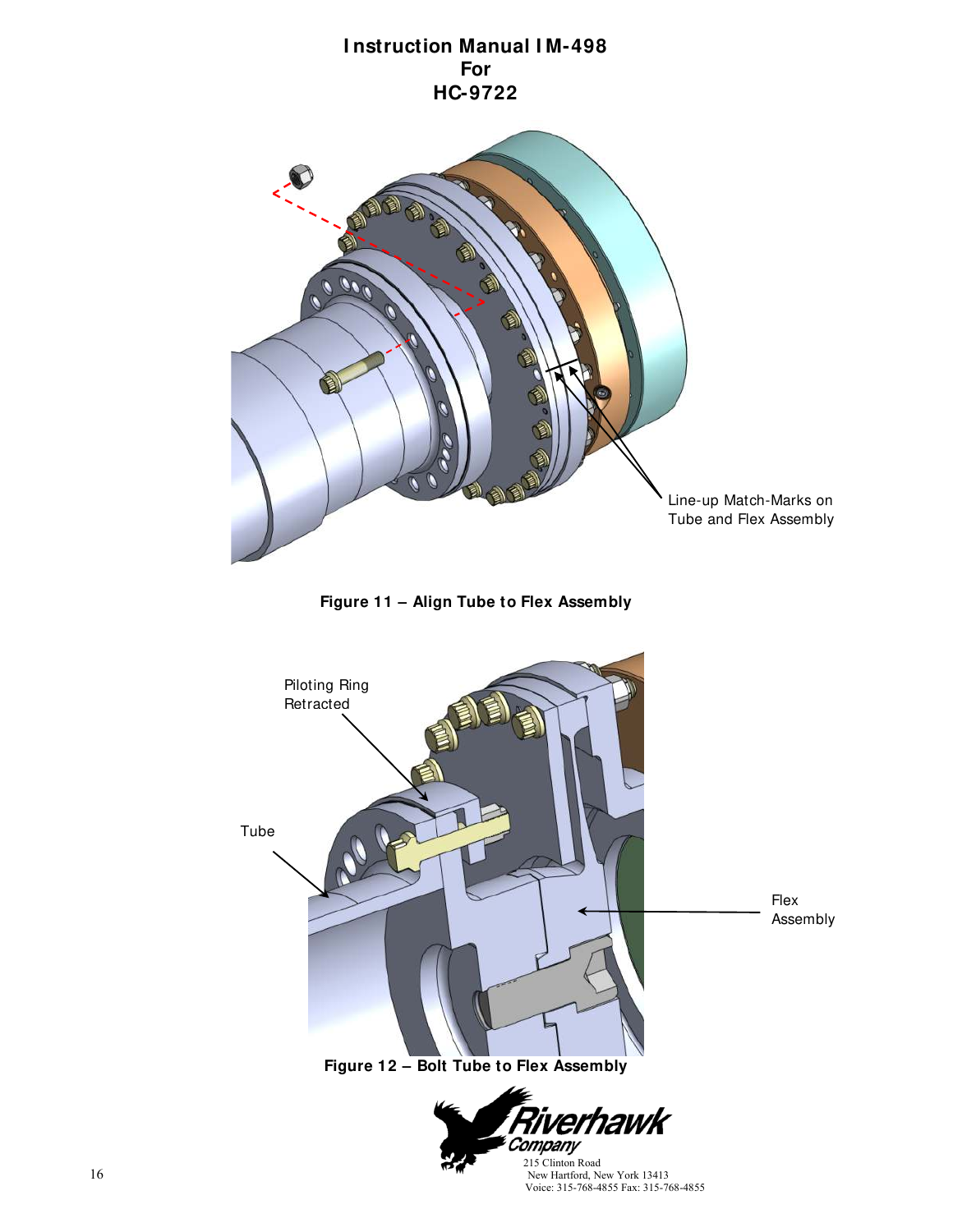# Instruction Manual IM-498
# For
# HC-9722

Line-up Match-Marks on Tube and Flex Assembly

**Figure 11 – Align Tube to Flex Assembly**

Piloting Ring Retracted

Tube

Flex Assembly

**Figure 12 – Bolt Tube to Flex Assembly**

Riverhawk Company
215 Clinton Road
New Hartford, New York 13413
Voice: 315-768-4855 Fax: 315-768-4855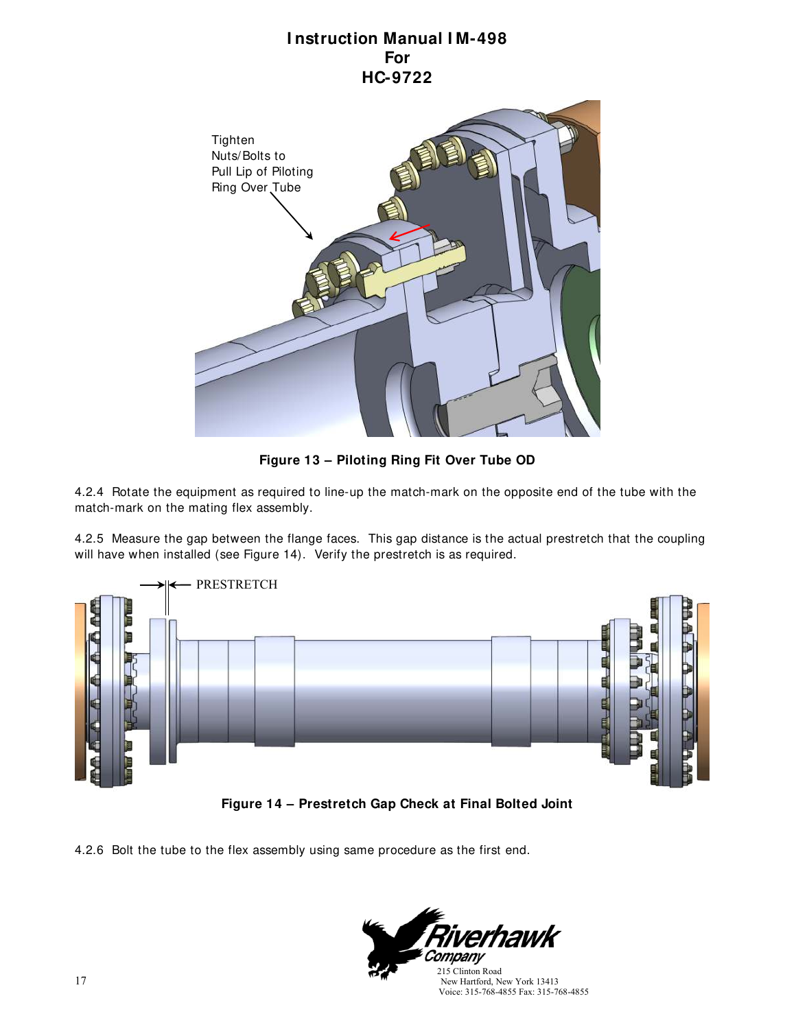# Instruction Manual IM-498
# For
# HC-9722

Tighten Nuts/Bolts to Pull Lip of Piloting Ring Over Tube

**Figure 13 – Piloting Ring Fit Over Tube OD**

4.2.4 Rotate the equipment as required to line-up the match-mark on the opposite end of the tube with the match-mark on the mating flex assembly.

4.2.5 Measure the gap between the flange faces. This gap distance is the actual prestretch that the coupling will have when installed (see Figure 14). Verify the prestretch is as required.

PRESTRETCH

**Figure 14 – Prestretch Gap Check at Final Bolted Joint**

4.2.6 Bolt the tube to the flex assembly using same procedure as the first end.

Riverhawk Company
215 Clinton Road
New Hartford, New York 13413
Voice: 315-768-4855 Fax: 315-768-4855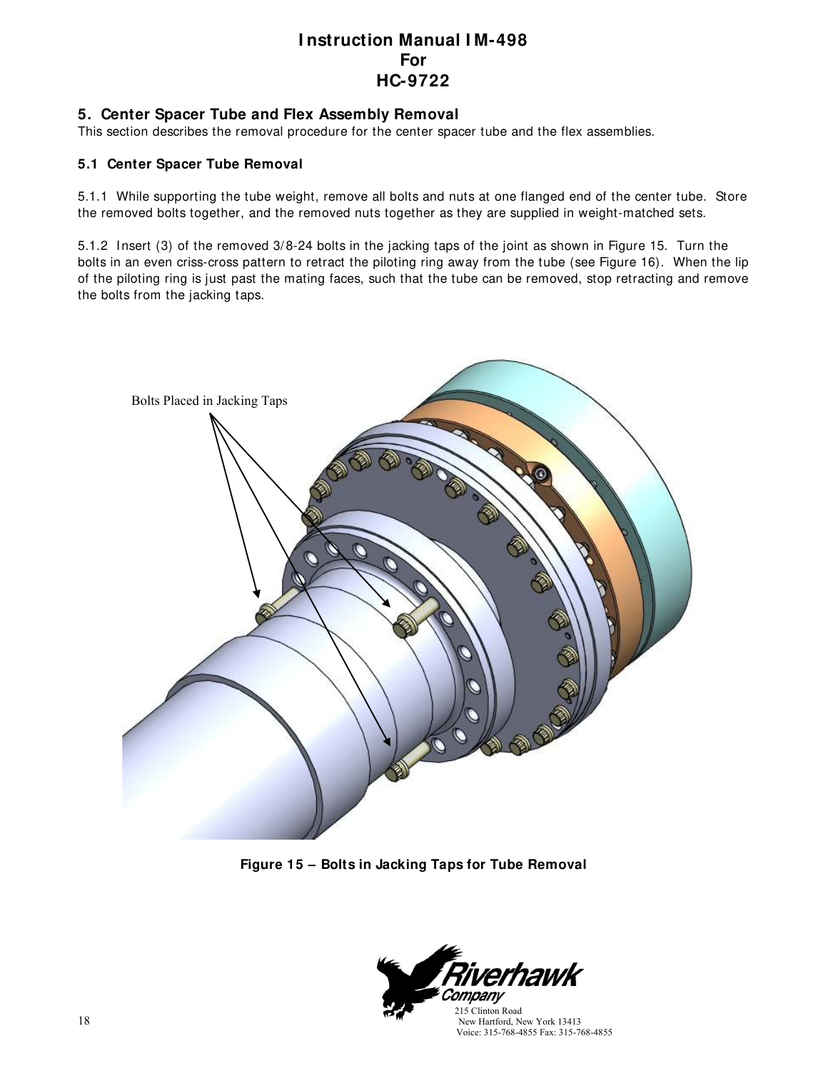## 5. Center Spacer Tube and Flex Assembly Removal

This section describes the removal procedure for the center spacer tube and the flex assemblies.

### 5.1 Center Spacer Tube Removal

5.1.1 While supporting the tube weight, remove all bolts and nuts at one flanged end of the center tube. Store the removed bolts together, and the removed nuts together as they are supplied in weight-matched sets.

5.1.2 Insert (3) of the removed 3/8-24 bolts in the jacking taps of the joint as shown in Figure 15. Turn the bolts in an even criss-cross pattern to retract the piloting ring away from the tube (see Figure 16). When the lip of the piloting ring is just past the mating faces, such that the tube can be removed, stop retracting and remove the bolts from the jacking taps.

Bolts Placed in Jacking Taps

**Figure 15 – Bolts in Jacking Taps for Tube Removal**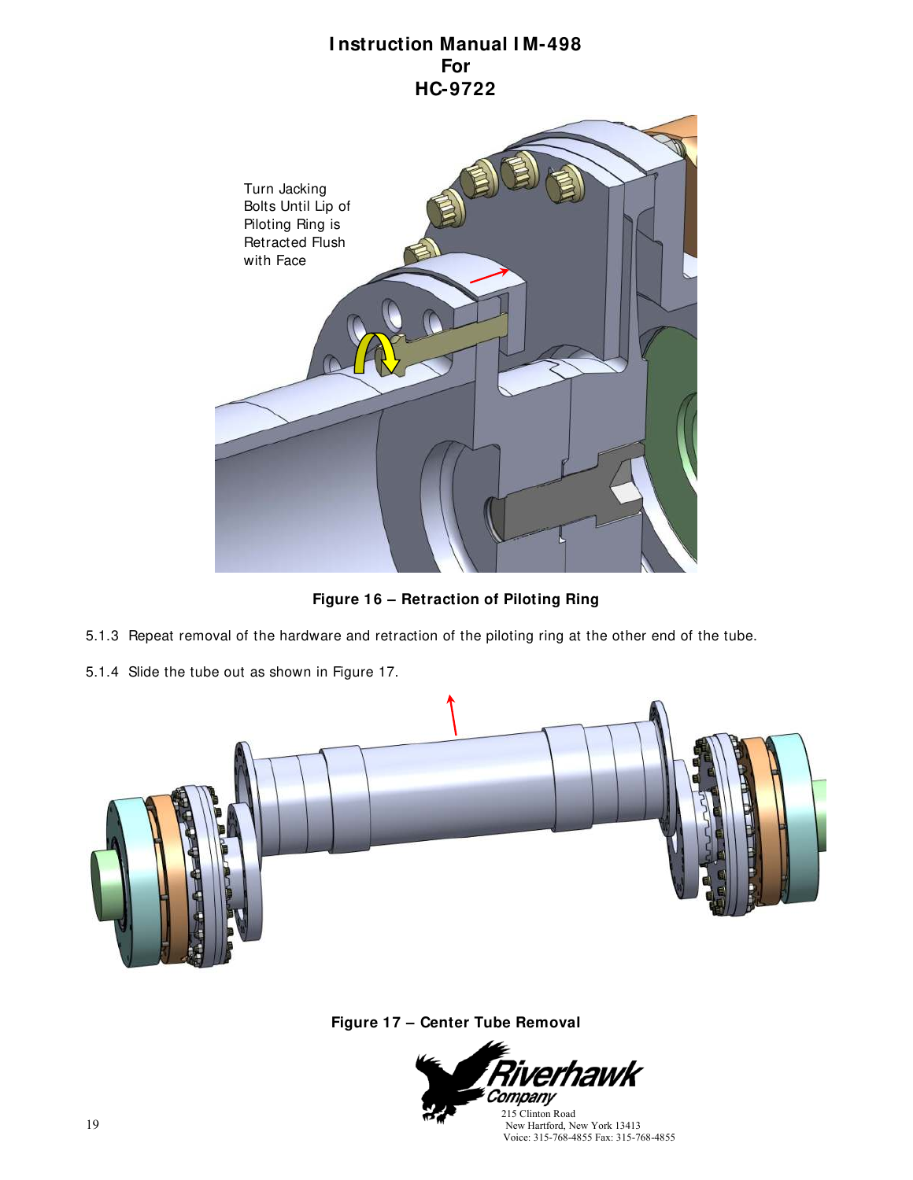Turn Jacking Bolts Until Lip of Piloting Ring is Retracted Flush with Face

**Figure 16 – Retraction of Piloting Ring**

5.1.3 Repeat removal of the hardware and retraction of the piloting ring at the other end of the tube.

5.1.4 Slide the tube out as shown in Figure 17.

**Figure 17 – Center Tube Removal**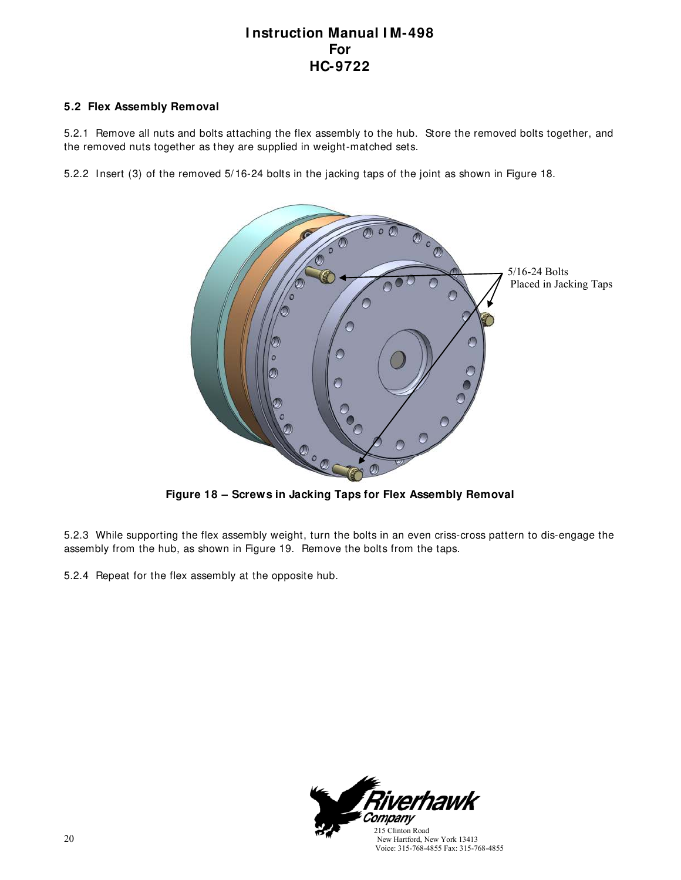## 5.2 Flex Assembly Removal

5.2.1 Remove all nuts and bolts attaching the flex assembly to the hub. Store the removed bolts together, and the removed nuts together as they are supplied in weight-matched sets.

5.2.2 Insert (3) of the removed 5/16-24 bolts in the jacking taps of the joint as shown in Figure 18.

**Figure 18 – Screws in Jacking Taps for Flex Assembly Removal**

5.2.3 While supporting the flex assembly weight, turn the bolts in an even criss-cross pattern to dis-engage the assembly from the hub, as shown in Figure 19. Remove the bolts from the taps.

5.2.4 Repeat for the flex assembly at the opposite hub.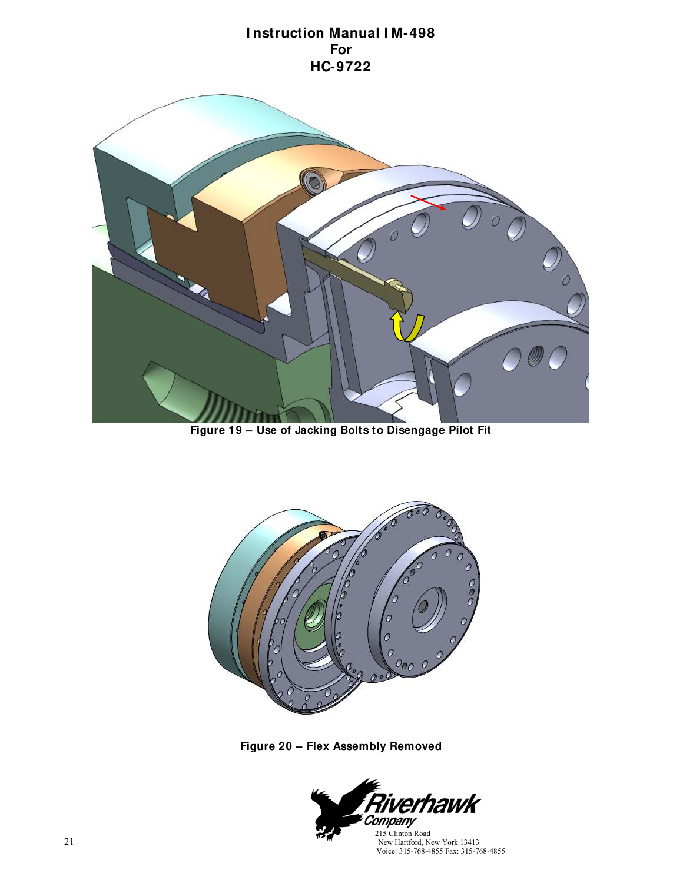Figure 19 – Use of Jacking Bolts to Disengage Pilot Fit

Figure 20 – Flex Assembly Removed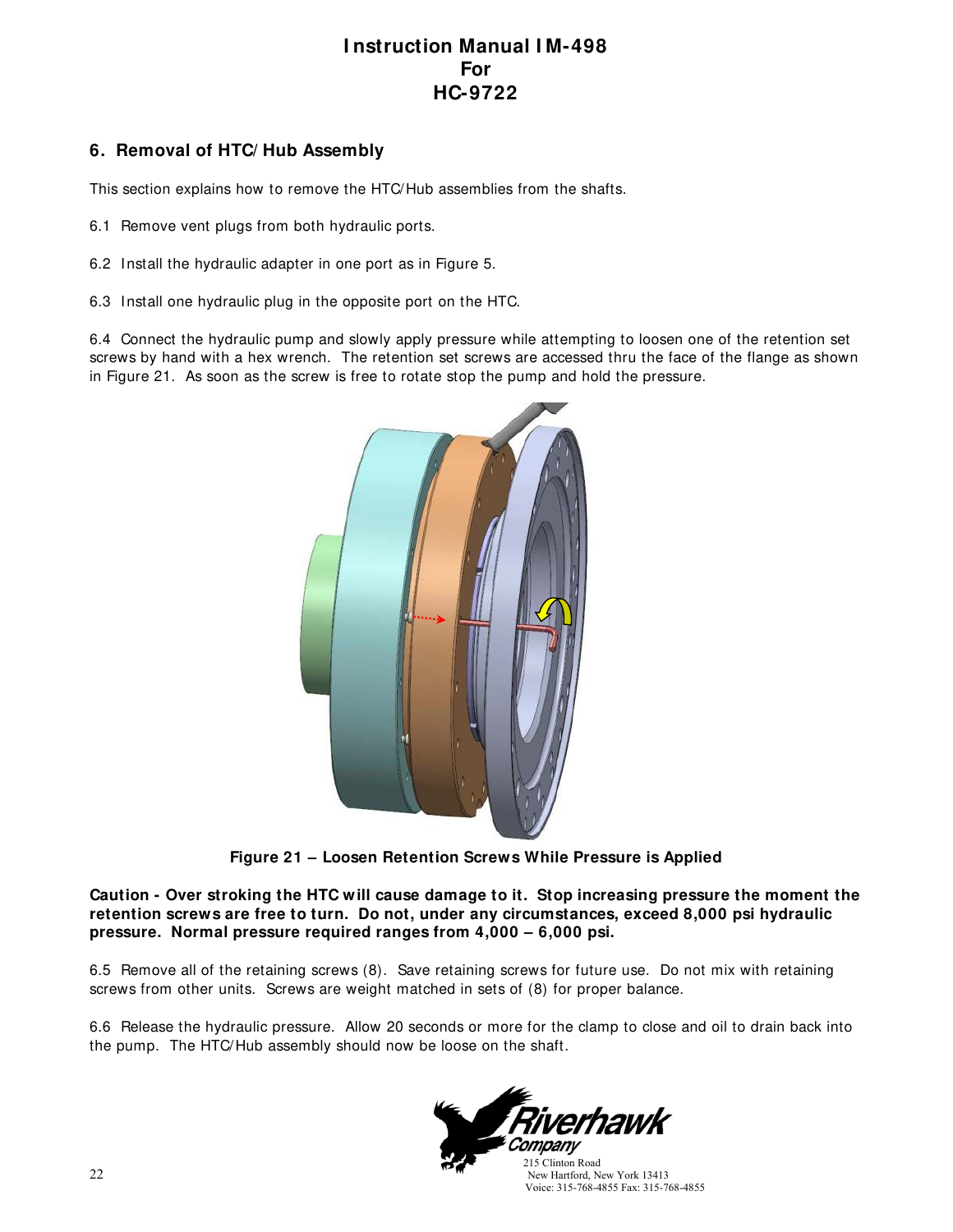## 6. Removal of HTC/Hub Assembly

This section explains how to remove the HTC/Hub assemblies from the shafts.

6.1 Remove vent plugs from both hydraulic ports.

6.2 Install the hydraulic adapter in one port as in Figure 5.

6.3 Install one hydraulic plug in the opposite port on the HTC.

6.4 Connect the hydraulic pump and slowly apply pressure while attempting to loosen one of the retention set screws by hand with a hex wrench. The retention set screws are accessed thru the face of the flange as shown in Figure 21. As soon as the screw is free to rotate stop the pump and hold the pressure.

**Figure 21 – Loosen Retention Screws While Pressure is Applied**

**Caution - Over stroking the HTC will cause damage to it. Stop increasing pressure the moment the retention screws are free to turn. Do not, under any circumstances, exceed 8,000 psi hydraulic pressure. Normal pressure required ranges from 4,000 – 6,000 psi.**

6.5 Remove all of the retaining screws (8). Save retaining screws for future use. Do not mix with retaining screws from other units. Screws are weight matched in sets of (8) for proper balance.

6.6 Release the hydraulic pressure. Allow 20 seconds or more for the clamp to close and oil to drain back into the pump. The HTC/Hub assembly should now be loose on the shaft.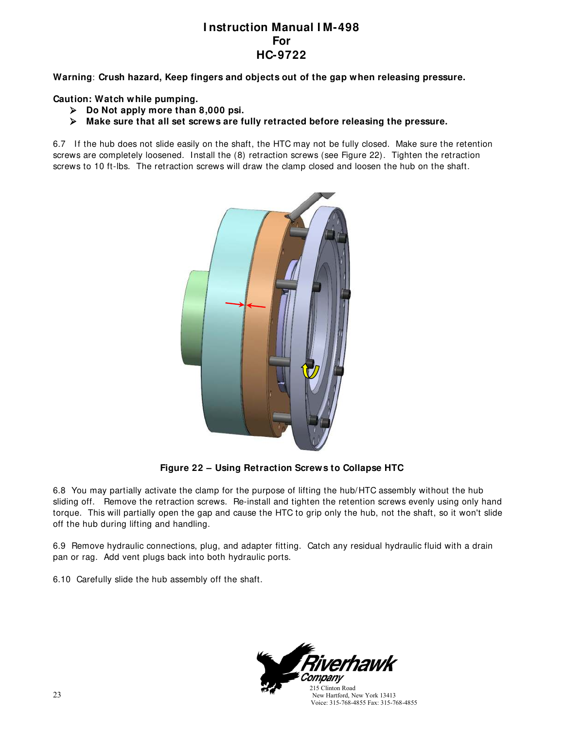# Instruction Manual IM-498
# For
# HC-9722

**Warning**: **Crush hazard, Keep fingers and objects out of the gap when releasing pressure.**

**Caution: Watch while pumping.**

- **Do Not apply more than 8,000 psi.**
- **Make sure that all set screws are fully retracted before releasing the pressure.**

6.7 If the hub does not slide easily on the shaft, the HTC may not be fully closed. Make sure the retention screws are completely loosened. Install the (8) retraction screws (see Figure 22). Tighten the retraction screws to 10 ft-lbs. The retraction screws will draw the clamp closed and loosen the hub on the shaft.

**Figure 22 – Using Retraction Screws to Collapse HTC**

6.8 You may partially activate the clamp for the purpose of lifting the hub/HTC assembly without the hub sliding off. Remove the retraction screws. Re-install and tighten the retention screws evenly using only hand torque. This will partially open the gap and cause the HTC to grip only the hub, not the shaft, so it won't slide off the hub during lifting and handling.

6.9 Remove hydraulic connections, plug, and adapter fitting. Catch any residual hydraulic fluid with a drain pan or rag. Add vent plugs back into both hydraulic ports.

6.10 Carefully slide the hub assembly off the shaft.

Riverhawk Company
215 Clinton Road
New Hartford, New York 13413
Voice: 315-768-4855 Fax: 315-768-4855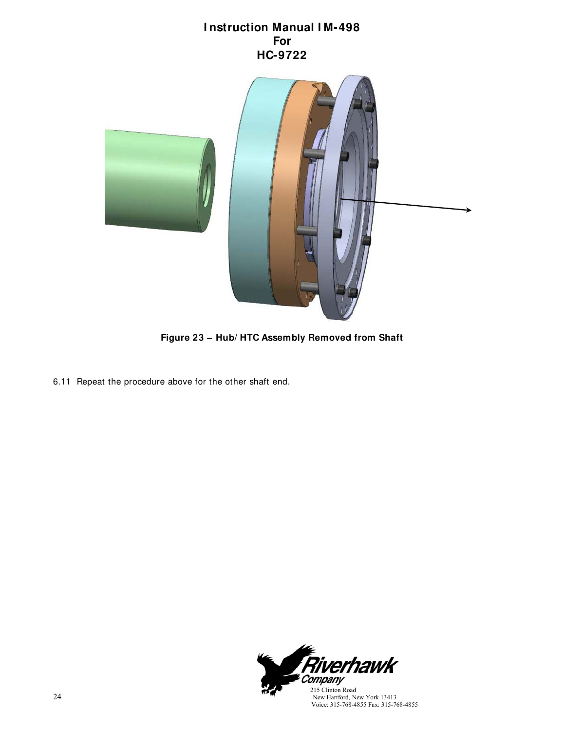Figure 23 – Hub/HTC Assembly Removed from Shaft

6.11 Repeat the procedure above for the other shaft end.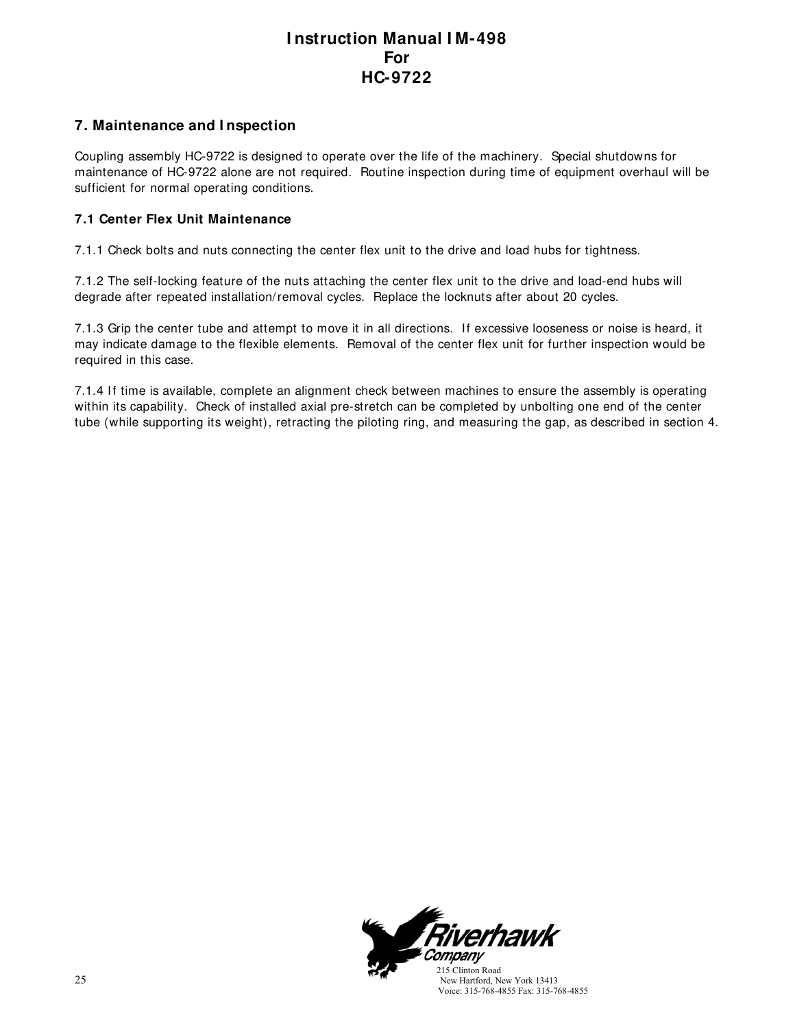## 7. Maintenance and Inspection

Coupling assembly HC-9722 is designed to operate over the life of the machinery. Special shutdowns for maintenance of HC-9722 alone are not required. Routine inspection during time of equipment overhaul will be sufficient for normal operating conditions.

### 7.1 Center Flex Unit Maintenance

7.1.1 Check bolts and nuts connecting the center flex unit to the drive and load hubs for tightness.

7.1.2 The self-locking feature of the nuts attaching the center flex unit to the drive and load-end hubs will degrade after repeated installation/removal cycles. Replace the locknuts after about 20 cycles.

7.1.3 Grip the center tube and attempt to move it in all directions. If excessive looseness or noise is heard, it may indicate damage to the flexible elements. Removal of the center flex unit for further inspection would be required in this case.

7.1.4 If time is available, complete an alignment check between machines to ensure the assembly is operating within its capability. Check of installed axial pre-stretch can be completed by unbolting one end of the center tube (while supporting its weight), retracting the piloting ring, and measuring the gap, as described in section 4.